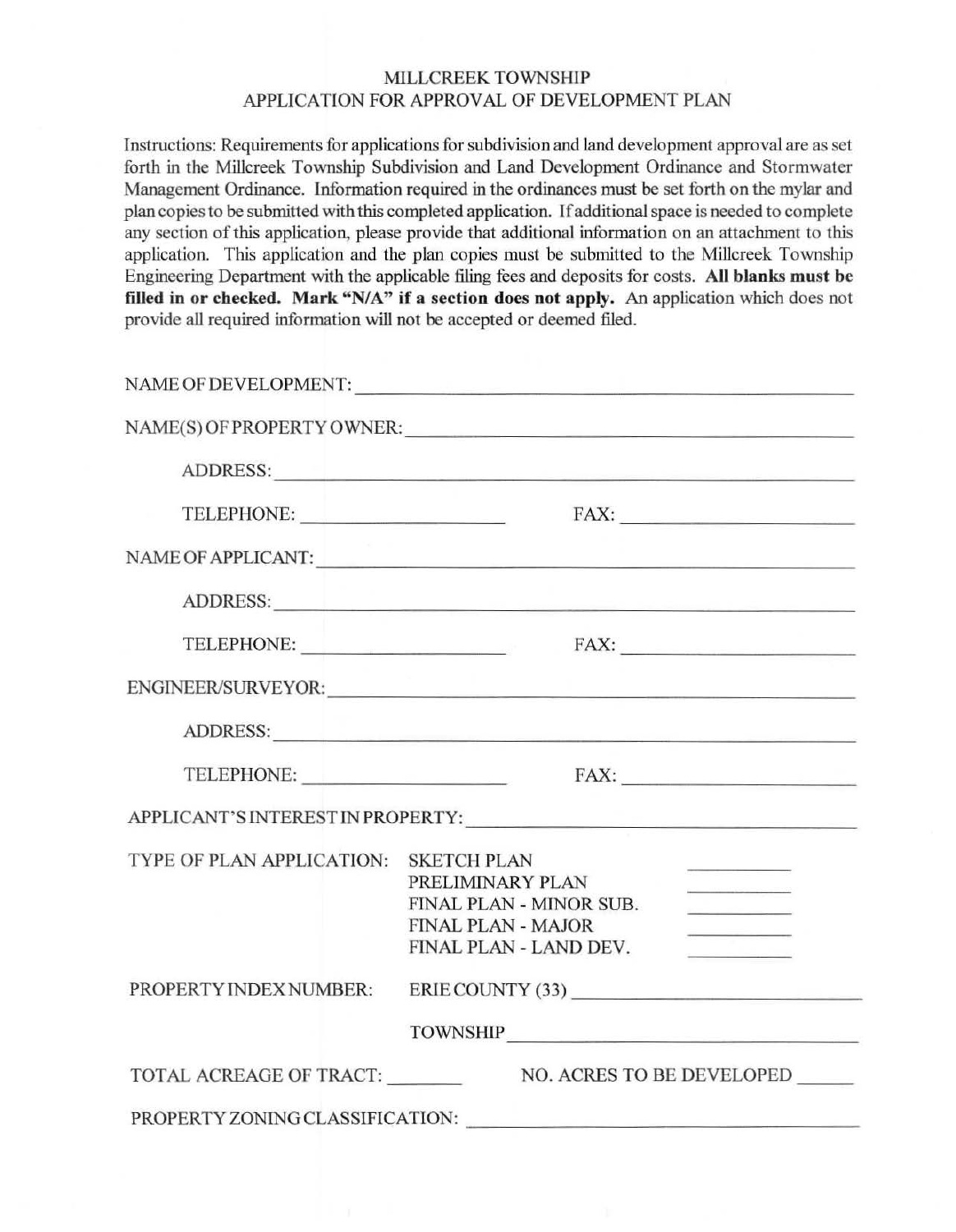# MILLCREEK TOWNSHIP
## APPLICATION FOR APPROVAL OF DEVELOPMENT PLAN

Instructions: Requirements for applications for subdivision and land development approval are as set forth in the Millcreek Township Subdivision and Land Development Ordinance and Stormwater Management Ordinance. Information required in the ordinances must be set forth on the mylar and plan copies to be submitted with this completed application. If additional space is needed to complete any section of this application, please provide that additional information on an attachment to this application. This application and the plan copies must be submitted to the Millcreek Township Engineering Department with the applicable filing fees and deposits for costs. **All blanks must be filled in or checked. Mark "N/A" if a section does not apply.** An application which does not provide all required information will not be accepted or deemed filed.

NAME OF DEVELOPMENT: ______________________________

NAME(S) OF PROPERTY OWNER: ______________________________

ADDRESS: ______________________________

TELEPHONE: ______________ FAX: ______________

NAME OF APPLICANT: ______________________________

ADDRESS: ______________________________

TELEPHONE: ______________ FAX: ______________

ENGINEER/SURVEYOR: ______________________________

ADDRESS: ______________________________

TELEPHONE: ______________ FAX: ______________

APPLICANT'S INTEREST IN PROPERTY: ______________________________

TYPE OF PLAN APPLICATION:
- SKETCH PLAN ________
- PRELIMINARY PLAN ________
- FINAL PLAN - MINOR SUB. ________
- FINAL PLAN - MAJOR ________
- FINAL PLAN - LAND DEV. ________

PROPERTY INDEX NUMBER: ERIE COUNTY (33) ______________________

TOWNSHIP ______________________

TOTAL ACREAGE OF TRACT: ________ NO. ACRES TO BE DEVELOPED ______

PROPERTY ZONING CLASSIFICATION: ______________________________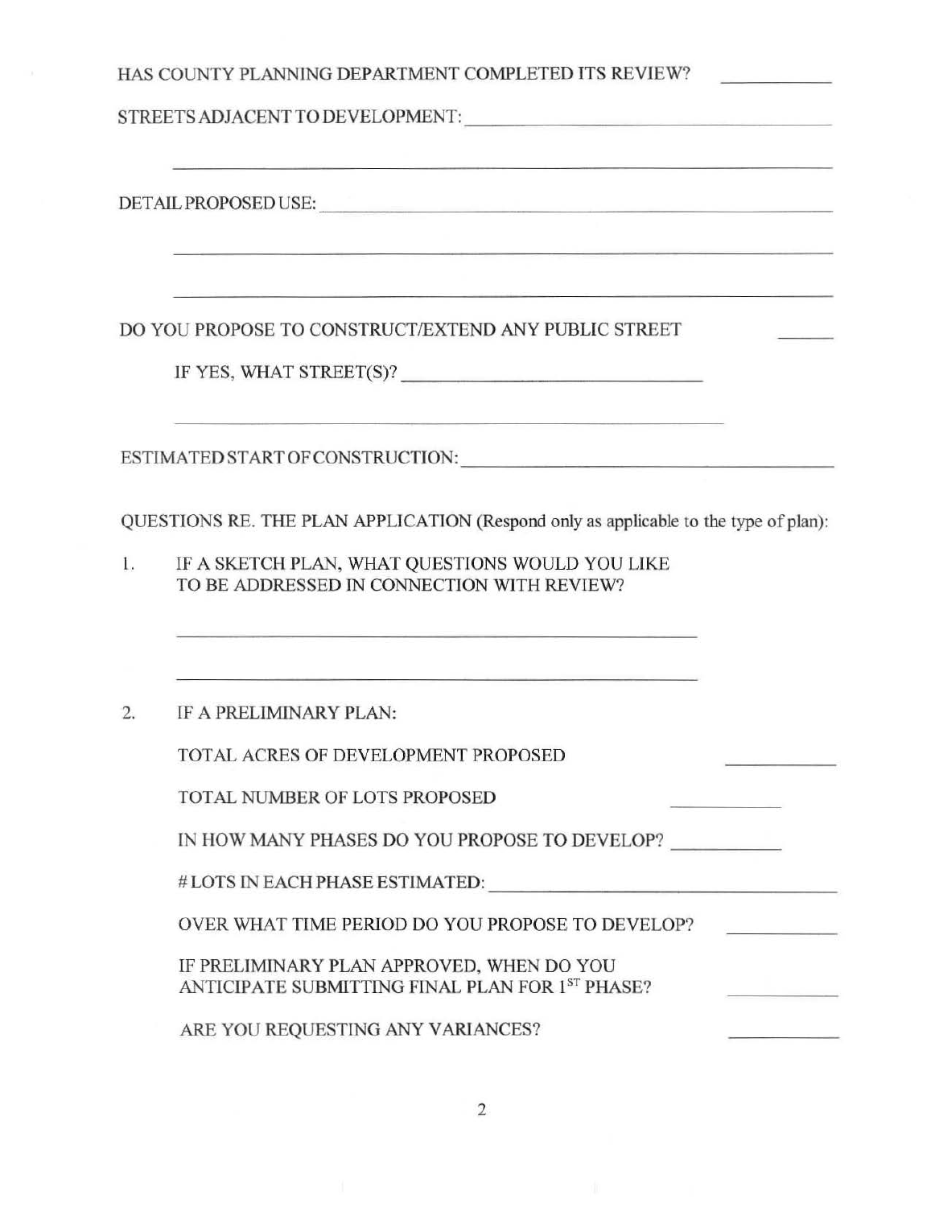HAS COUNTY PLANNING DEPARTMENT COMPLETED ITS REVIEW? ___________

STREETS ADJACENT TO DEVELOPMENT: ___________________________________________

_______________________________________________________________

DETAIL PROPOSED USE: ___________________________________________________

_______________________________________________________________

_______________________________________________________________

DO YOU PROPOSE TO CONSTRUCT/EXTEND ANY PUBLIC STREET ______

IF YES, WHAT STREET(S)? _______________________________

_______________________________________________________

ESTIMATED START OF CONSTRUCTION: ______________________________________

QUESTIONS RE. THE PLAN APPLICATION (Respond only as applicable to the type of plan):

1. IF A SKETCH PLAN, WHAT QUESTIONS WOULD YOU LIKE TO BE ADDRESSED IN CONNECTION WITH REVIEW?

   _______________________________________________________

   _______________________________________________________

2. IF A PRELIMINARY PLAN:

   TOTAL ACRES OF DEVELOPMENT PROPOSED ___________

   TOTAL NUMBER OF LOTS PROPOSED ___________

   IN HOW MANY PHASES DO YOU PROPOSE TO DEVELOP? ___________

   # LOTS IN EACH PHASE ESTIMATED: _________________________________

   OVER WHAT TIME PERIOD DO YOU PROPOSE TO DEVELOP? ___________

   IF PRELIMINARY PLAN APPROVED, WHEN DO YOU ANTICIPATE SUBMITTING FINAL PLAN FOR 1ST PHASE? ___________

   ARE YOU REQUESTING ANY VARIANCES? ___________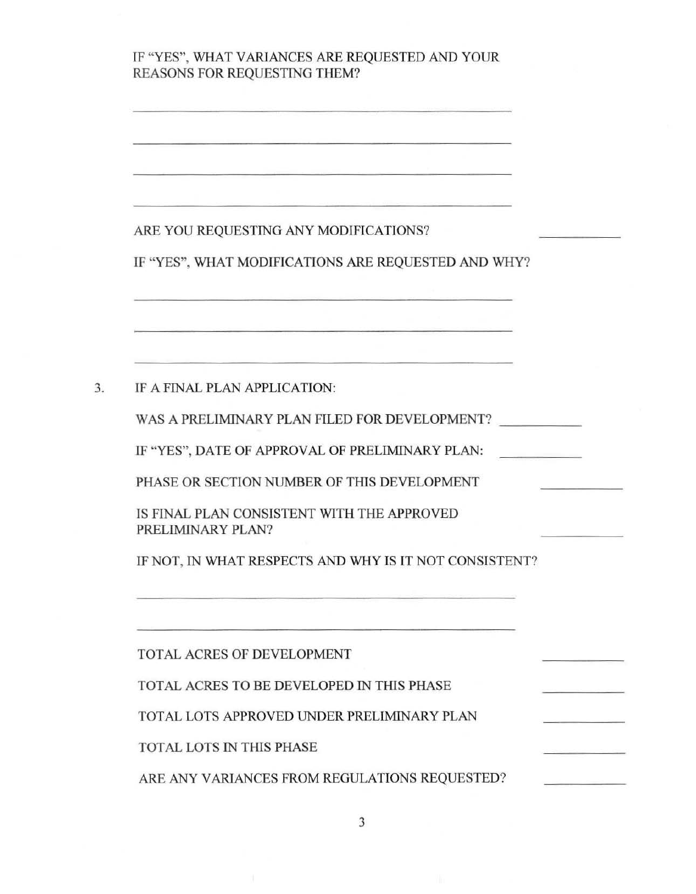IF "YES", WHAT VARIANCES ARE REQUESTED AND YOUR REASONS FOR REQUESTING THEM?

\_\_\_\_\_\_\_\_\_\_\_\_\_\_\_\_\_\_\_\_\_\_\_\_\_\_\_\_\_\_\_\_\_\_\_\_\_\_\_\_\_\_\_\_\_\_

\_\_\_\_\_\_\_\_\_\_\_\_\_\_\_\_\_\_\_\_\_\_\_\_\_\_\_\_\_\_\_\_\_\_\_\_\_\_\_\_\_\_\_\_\_\_

\_\_\_\_\_\_\_\_\_\_\_\_\_\_\_\_\_\_\_\_\_\_\_\_\_\_\_\_\_\_\_\_\_\_\_\_\_\_\_\_\_\_\_\_\_\_

\_\_\_\_\_\_\_\_\_\_\_\_\_\_\_\_\_\_\_\_\_\_\_\_\_\_\_\_\_\_\_\_\_\_\_\_\_\_\_\_\_\_\_\_\_\_

ARE YOU REQUESTING ANY MODIFICATIONS? \_\_\_\_\_\_\_\_\_\_

IF "YES", WHAT MODIFICATIONS ARE REQUESTED AND WHY?

\_\_\_\_\_\_\_\_\_\_\_\_\_\_\_\_\_\_\_\_\_\_\_\_\_\_\_\_\_\_\_\_\_\_\_\_\_\_\_\_\_\_\_\_\_\_

\_\_\_\_\_\_\_\_\_\_\_\_\_\_\_\_\_\_\_\_\_\_\_\_\_\_\_\_\_\_\_\_\_\_\_\_\_\_\_\_\_\_\_\_\_\_

\_\_\_\_\_\_\_\_\_\_\_\_\_\_\_\_\_\_\_\_\_\_\_\_\_\_\_\_\_\_\_\_\_\_\_\_\_\_\_\_\_\_\_\_\_\_

3. IF A FINAL PLAN APPLICATION:

WAS A PRELIMINARY PLAN FILED FOR DEVELOPMENT? \_\_\_\_\_\_\_\_\_\_

IF "YES", DATE OF APPROVAL OF PRELIMINARY PLAN: \_\_\_\_\_\_\_\_\_\_

PHASE OR SECTION NUMBER OF THIS DEVELOPMENT \_\_\_\_\_\_\_\_\_\_

IS FINAL PLAN CONSISTENT WITH THE APPROVED PRELIMINARY PLAN? \_\_\_\_\_\_\_\_\_\_

IF NOT, IN WHAT RESPECTS AND WHY IS IT NOT CONSISTENT?

\_\_\_\_\_\_\_\_\_\_\_\_\_\_\_\_\_\_\_\_\_\_\_\_\_\_\_\_\_\_\_\_\_\_\_\_\_\_\_\_\_\_\_\_\_\_

\_\_\_\_\_\_\_\_\_\_\_\_\_\_\_\_\_\_\_\_\_\_\_\_\_\_\_\_\_\_\_\_\_\_\_\_\_\_\_\_\_\_\_\_\_\_

TOTAL ACRES OF DEVELOPMENT \_\_\_\_\_\_\_\_\_\_

TOTAL ACRES TO BE DEVELOPED IN THIS PHASE \_\_\_\_\_\_\_\_\_\_

TOTAL LOTS APPROVED UNDER PRELIMINARY PLAN \_\_\_\_\_\_\_\_\_\_

TOTAL LOTS IN THIS PHASE \_\_\_\_\_\_\_\_\_\_

ARE ANY VARIANCES FROM REGULATIONS REQUESTED? \_\_\_\_\_\_\_\_\_\_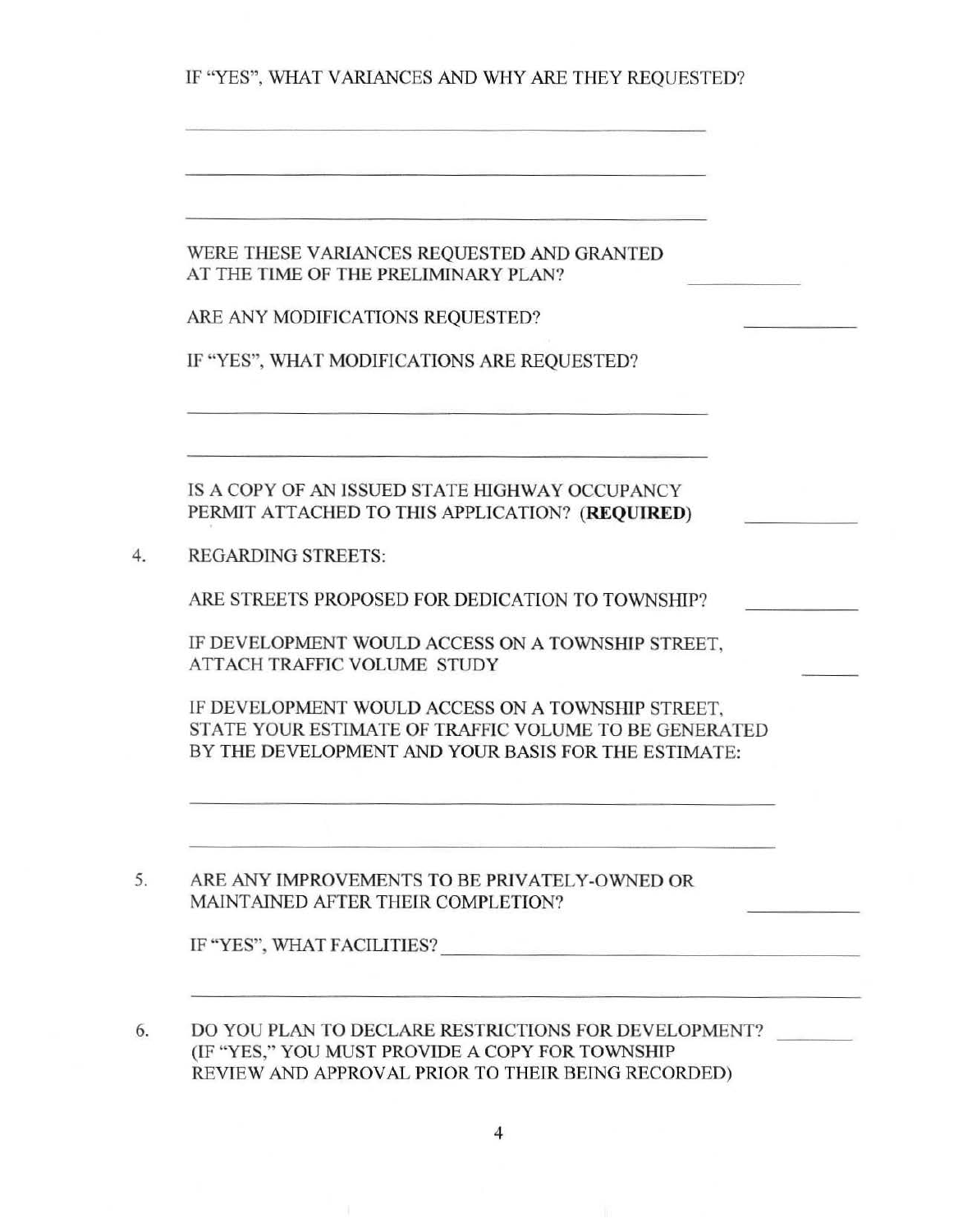IF "YES", WHAT VARIANCES AND WHY ARE THEY REQUESTED?

\_\_\_\_\_\_\_\_\_\_\_\_\_\_\_\_\_\_\_\_\_\_\_\_\_\_\_\_\_\_\_\_\_\_\_\_\_\_\_\_\_\_\_\_\_\_\_\_

\_\_\_\_\_\_\_\_\_\_\_\_\_\_\_\_\_\_\_\_\_\_\_\_\_\_\_\_\_\_\_\_\_\_\_\_\_\_\_\_\_\_\_\_\_\_\_\_

\_\_\_\_\_\_\_\_\_\_\_\_\_\_\_\_\_\_\_\_\_\_\_\_\_\_\_\_\_\_\_\_\_\_\_\_\_\_\_\_\_\_\_\_\_\_\_\_

WERE THESE VARIANCES REQUESTED AND GRANTED AT THE TIME OF THE PRELIMINARY PLAN? \_\_\_\_\_\_\_\_\_\_

ARE ANY MODIFICATIONS REQUESTED? \_\_\_\_\_\_\_\_\_\_

IF "YES", WHAT MODIFICATIONS ARE REQUESTED?

\_\_\_\_\_\_\_\_\_\_\_\_\_\_\_\_\_\_\_\_\_\_\_\_\_\_\_\_\_\_\_\_\_\_\_\_\_\_\_\_\_\_\_\_\_\_\_\_

\_\_\_\_\_\_\_\_\_\_\_\_\_\_\_\_\_\_\_\_\_\_\_\_\_\_\_\_\_\_\_\_\_\_\_\_\_\_\_\_\_\_\_\_\_\_\_\_

IS A COPY OF AN ISSUED STATE HIGHWAY OCCUPANCY PERMIT ATTACHED TO THIS APPLICATION? (**REQUIRED**) \_\_\_\_\_\_\_\_\_\_

4. REGARDING STREETS:

   ARE STREETS PROPOSED FOR DEDICATION TO TOWNSHIP? \_\_\_\_\_\_\_\_\_\_

   IF DEVELOPMENT WOULD ACCESS ON A TOWNSHIP STREET, ATTACH TRAFFIC VOLUME STUDY \_\_\_\_\_

   IF DEVELOPMENT WOULD ACCESS ON A TOWNSHIP STREET, STATE YOUR ESTIMATE OF TRAFFIC VOLUME TO BE GENERATED BY THE DEVELOPMENT AND YOUR BASIS FOR THE ESTIMATE:

   \_\_\_\_\_\_\_\_\_\_\_\_\_\_\_\_\_\_\_\_\_\_\_\_\_\_\_\_\_\_\_\_\_\_\_\_\_\_\_\_\_\_\_\_\_\_\_\_\_\_\_\_\_\_\_\_

   \_\_\_\_\_\_\_\_\_\_\_\_\_\_\_\_\_\_\_\_\_\_\_\_\_\_\_\_\_\_\_\_\_\_\_\_\_\_\_\_\_\_\_\_\_\_\_\_\_\_\_\_\_\_\_\_

5. ARE ANY IMPROVEMENTS TO BE PRIVATELY-OWNED OR MAINTAINED AFTER THEIR COMPLETION? \_\_\_\_\_\_\_\_\_\_

   IF "YES", WHAT FACILITIES? \_\_\_\_\_\_\_\_\_\_\_\_\_\_\_\_\_\_\_\_\_\_\_\_\_\_\_\_\_\_\_\_\_\_\_\_\_\_\_\_

   \_\_\_\_\_\_\_\_\_\_\_\_\_\_\_\_\_\_\_\_\_\_\_\_\_\_\_\_\_\_\_\_\_\_\_\_\_\_\_\_\_\_\_\_\_\_\_\_\_\_\_\_\_\_\_\_\_\_\_\_\_\_\_\_

6. DO YOU PLAN TO DECLARE RESTRICTIONS FOR DEVELOPMENT? \_\_\_\_\_\_\_\_
   (IF "YES," YOU MUST PROVIDE A COPY FOR TOWNSHIP REVIEW AND APPROVAL PRIOR TO THEIR BEING RECORDED)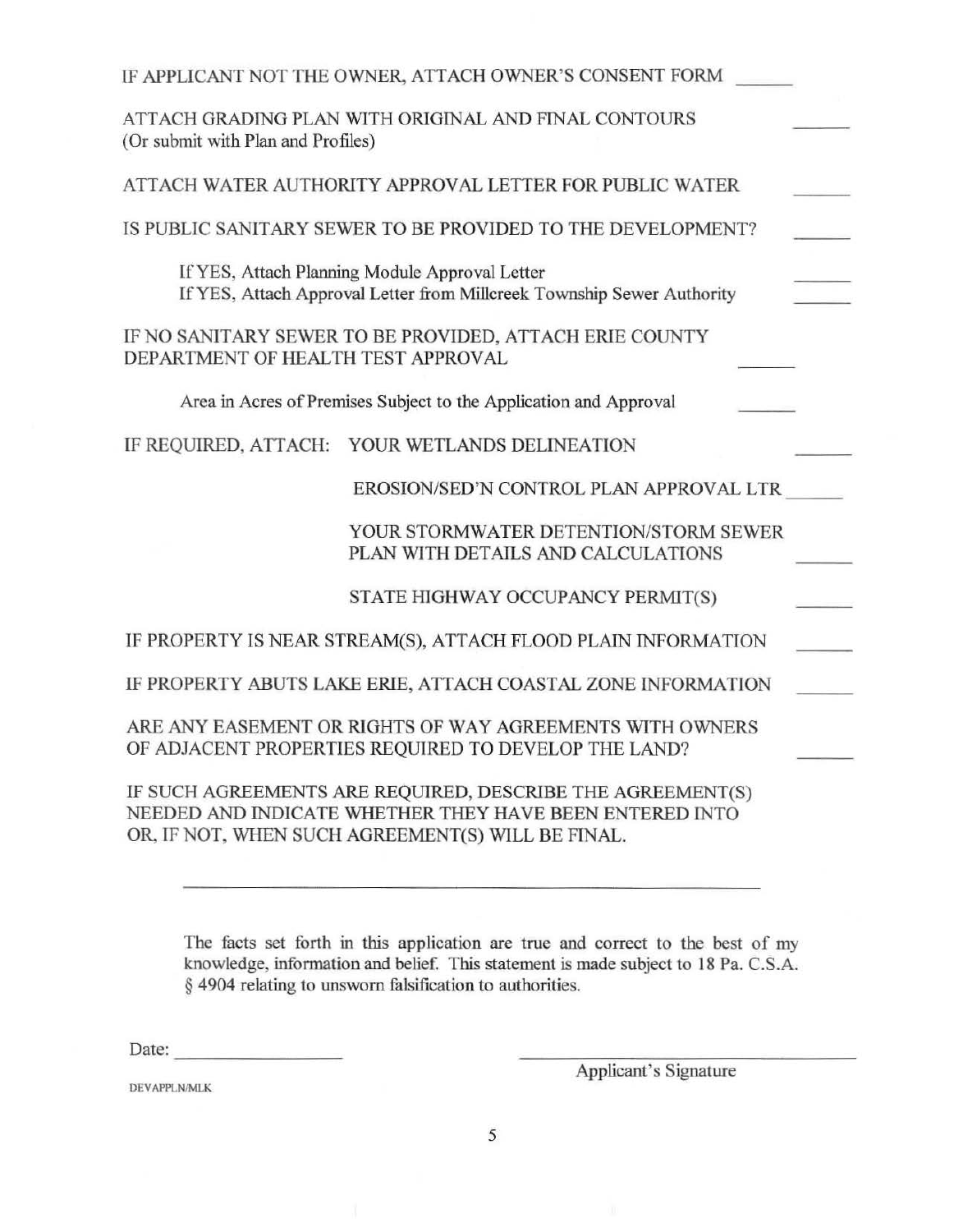IF APPLICANT NOT THE OWNER, ATTACH OWNER'S CONSENT FORM \_\_\_\_\_\_

ATTACH GRADING PLAN WITH ORIGINAL AND FINAL CONTOURS (Or submit with Plan and Profiles) \_\_\_\_\_\_

ATTACH WATER AUTHORITY APPROVAL LETTER FOR PUBLIC WATER \_\_\_\_\_\_

IS PUBLIC SANITARY SEWER TO BE PROVIDED TO THE DEVELOPMENT? \_\_\_\_\_\_

If YES, Attach Planning Module Approval Letter \_\_\_\_\_\_
If YES, Attach Approval Letter from Millcreek Township Sewer Authority \_\_\_\_\_\_

IF NO SANITARY SEWER TO BE PROVIDED, ATTACH ERIE COUNTY DEPARTMENT OF HEALTH TEST APPROVAL \_\_\_\_\_\_

Area in Acres of Premises Subject to the Application and Approval \_\_\_\_\_\_

IF REQUIRED, ATTACH: YOUR WETLANDS DELINEATION \_\_\_\_\_\_

EROSION/SED'N CONTROL PLAN APPROVAL LTR \_\_\_\_\_\_

YOUR STORMWATER DETENTION/STORM SEWER PLAN WITH DETAILS AND CALCULATIONS \_\_\_\_\_\_

STATE HIGHWAY OCCUPANCY PERMIT(S) \_\_\_\_\_\_

IF PROPERTY IS NEAR STREAM(S), ATTACH FLOOD PLAIN INFORMATION \_\_\_\_\_\_

IF PROPERTY ABUTS LAKE ERIE, ATTACH COASTAL ZONE INFORMATION \_\_\_\_\_\_

ARE ANY EASEMENT OR RIGHTS OF WAY AGREEMENTS WITH OWNERS OF ADJACENT PROPERTIES REQUIRED TO DEVELOP THE LAND? \_\_\_\_\_\_

IF SUCH AGREEMENTS ARE REQUIRED, DESCRIBE THE AGREEMENT(S) NEEDED AND INDICATE WHETHER THEY HAVE BEEN ENTERED INTO OR, IF NOT, WHEN SUCH AGREEMENT(S) WILL BE FINAL.

\_\_\_\_\_\_\_\_\_\_\_\_\_\_\_\_\_\_\_\_\_\_\_\_\_\_\_\_\_\_\_\_\_\_\_\_\_\_\_\_\_\_\_\_\_\_\_\_\_\_\_\_\_\_\_\_\_\_\_\_

The facts set forth in this application are true and correct to the best of my knowledge, information and belief. This statement is made subject to 18 Pa. C.S.A. § 4904 relating to unsworn falsification to authorities.

Date: \_\_\_\_\_\_\_\_\_\_\_\_\_\_\_\_\_\_

\_\_\_\_\_\_\_\_\_\_\_\_\_\_\_\_\_\_\_\_\_\_\_\_\_\_\_\_\_\_\_\_\_\_
Applicant's Signature

DEVAPPLN/MLK